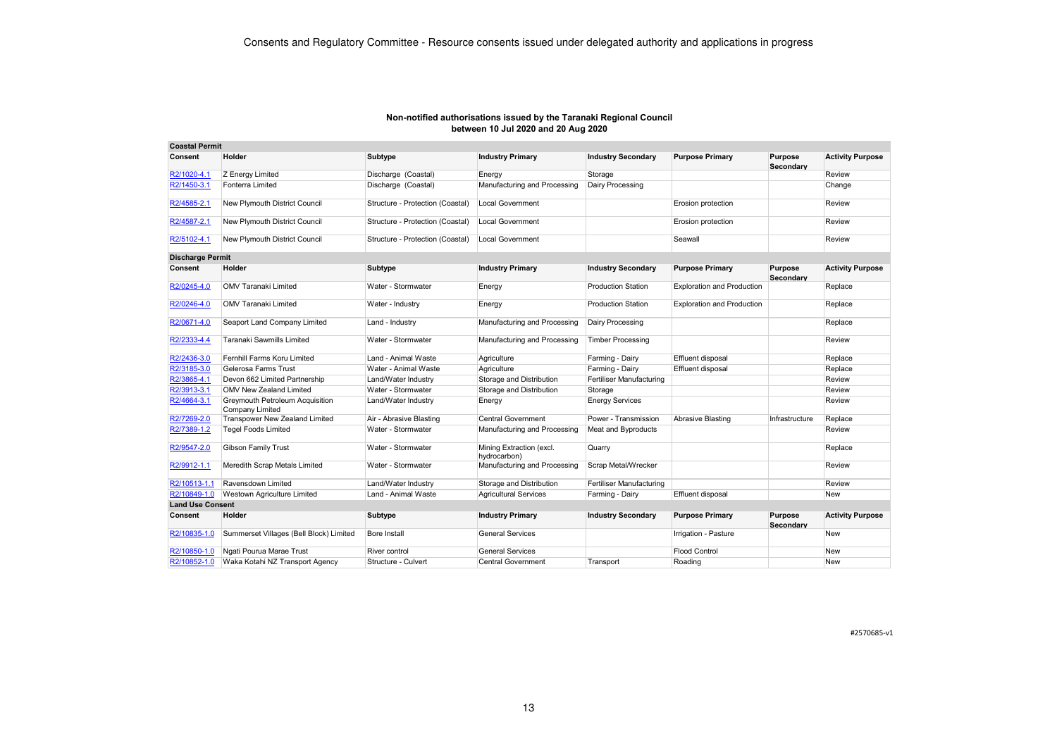# Consents and Regulatory Committee - Resource consents issued under delegated authority and applications in progress

## Non-notified authorisations issued by the Taranaki Regional Council between 10 Jul 2020 and 20 Aug 2020

**Coastal Permit**

| Consent | Holder | Subtype | Industry Primary | Industry Secondary | Purpose Primary | Purpose Secondary | Activity Purpose |
|---|---|---|---|---|---|---|---|
| R2/1020-4.1 | Z Energy Limited | Discharge (Coastal) | Energy | Storage | | | Review |
| R2/1450-3.1 | Fonterra Limited | Discharge (Coastal) | Manufacturing and Processing | Dairy Processing | | | Change |
| R2/4585-2.1 | New Plymouth District Council | Structure - Protection (Coastal) | Local Government | | Erosion protection | | Review |
| R2/4587-2.1 | New Plymouth District Council | Structure - Protection (Coastal) | Local Government | | Erosion protection | | Review |
| R2/5102-4.1 | New Plymouth District Council | Structure - Protection (Coastal) | Local Government | | Seawall | | Review |

**Discharge Permit**

| Consent | Holder | Subtype | Industry Primary | Industry Secondary | Purpose Primary | Purpose Secondary | Activity Purpose |
|---|---|---|---|---|---|---|---|
| R2/0245-4.0 | OMV Taranaki Limited | Water - Stormwater | Energy | Production Station | Exploration and Production | | Replace |
| R2/0246-4.0 | OMV Taranaki Limited | Water - Industry | Energy | Production Station | Exploration and Production | | Replace |
| R2/0671-4.0 | Seaport Land Company Limited | Land - Industry | Manufacturing and Processing | Dairy Processing | | | Replace |
| R2/2333-4.4 | Taranaki Sawmills Limited | Water - Stormwater | Manufacturing and Processing | Timber Processing | | | Review |
| R2/2436-3.0 | Fernhill Farms Koru Limited | Land - Animal Waste | Agriculture | Farming - Dairy | Effluent disposal | | Replace |
| R2/3185-3.0 | Gelerosa Farms Trust | Water - Animal Waste | Agriculture | Farming - Dairy | Effluent disposal | | Replace |
| R2/3865-4.1 | Devon 662 Limited Partnership | Land/Water Industry | Storage and Distribution | Fertiliser Manufacturing | | | Review |
| R2/3913-3.1 | OMV New Zealand Limited | Water - Stormwater | Storage and Distribution | Storage | | | Review |
| R2/4664-3.1 | Greymouth Petroleum Acquisition Company Limited | Land/Water Industry | Energy | Energy Services | | | Review |
| R2/7269-2.0 | Transpower New Zealand Limited | Air - Abrasive Blasting | Central Government | Power - Transmission | Abrasive Blasting | Infrastructure | Replace |
| R2/7389-1.2 | Tegel Foods Limited | Water - Stormwater | Manufacturing and Processing | Meat and Byproducts | | | Review |
| R2/9547-2.0 | Gibson Family Trust | Water - Stormwater | Mining Extraction (excl. hydrocarbon) | Quarry | | | Replace |
| R2/9912-1.1 | Meredith Scrap Metals Limited | Water - Stormwater | Manufacturing and Processing | Scrap Metal/Wrecker | | | Review |
| R2/10513-1.1 | Ravensdown Limited | Land/Water Industry | Storage and Distribution | Fertiliser Manufacturing | | | Review |
| R2/10849-1.0 | Westown Agriculture Limited | Land - Animal Waste | Agricultural Services | Farming - Dairy | Effluent disposal | | New |

**Land Use Consent**

| Consent | Holder | Subtype | Industry Primary | Industry Secondary | Purpose Primary | Purpose Secondary | Activity Purpose |
|---|---|---|---|---|---|---|---|
| R2/10835-1.0 | Summerset Villages (Bell Block) Limited | Bore Install | General Services | | Irrigation - Pasture | | New |
| R2/10850-1.0 | Ngati Pourua Marae Trust | River control | General Services | | Flood Control | | New |
| R2/10852-1.0 | Waka Kotahi NZ Transport Agency | Structure - Culvert | Central Government | Transport | Roading | | New |

#2570685-v1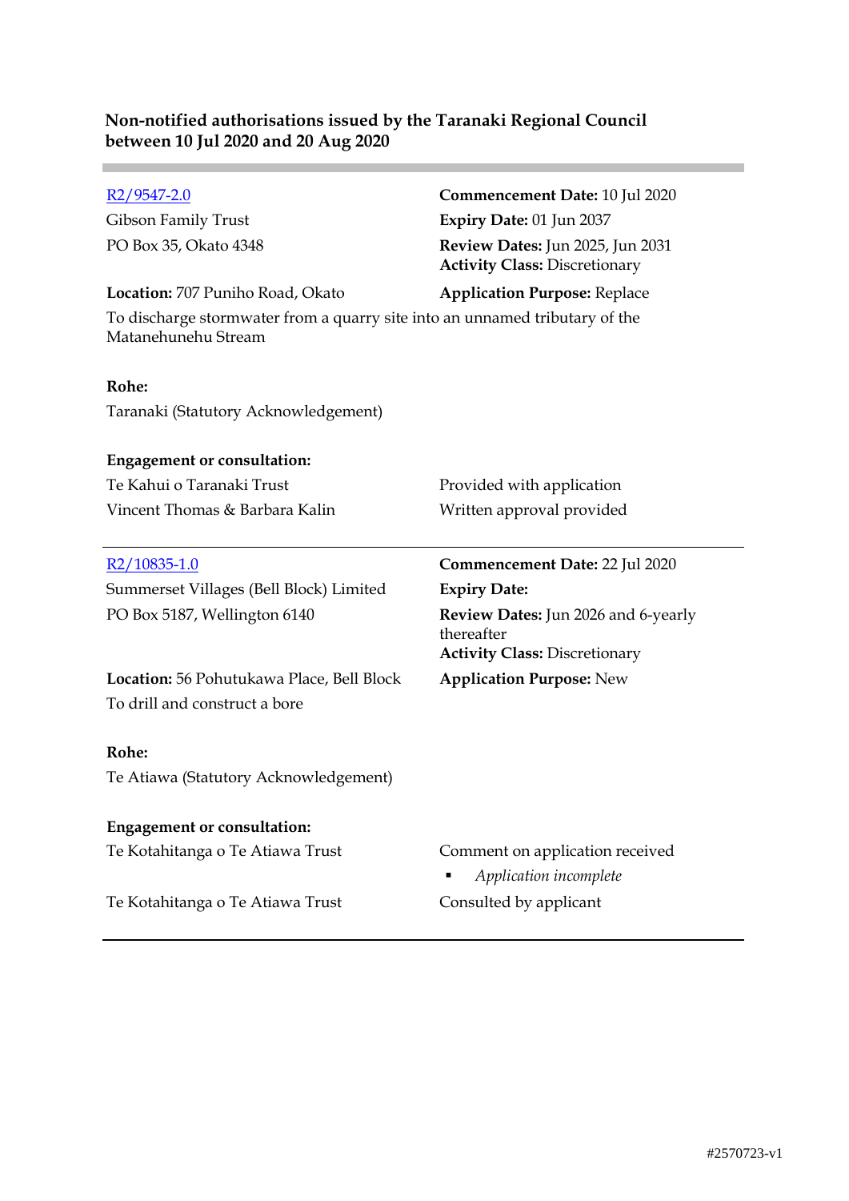**Non-notified authorisations issued by the Taranaki Regional Council between 10 Jul 2020 and 20 Aug 2020**

---

[R2/9547-2.0](R2/9547-2.0)
Gibson Family Trust
PO Box 35, Okato 4348

**Commencement Date:** 10 Jul 2020
**Expiry Date:** 01 Jun 2037
**Review Dates:** Jun 2025, Jun 2031
**Activity Class:** Discretionary

**Location:** 707 Puniho Road, Okato
**Application Purpose:** Replace

To discharge stormwater from a quarry site into an unnamed tributary of the Matanehunehu Stream

**Rohe:**
Taranaki (Statutory Acknowledgement)

**Engagement or consultation:**

| | |
|---|---|
| Te Kahui o Taranaki Trust | Provided with application |
| Vincent Thomas & Barbara Kalin | Written approval provided |

---

[R2/10835-1.0](R2/10835-1.0)
Summerset Villages (Bell Block) Limited
PO Box 5187, Wellington 6140

**Commencement Date:** 22 Jul 2020
**Expiry Date:**
**Review Dates:** Jun 2026 and 6-yearly thereafter
**Activity Class:** Discretionary

**Location:** 56 Pohutukawa Place, Bell Block
**Application Purpose:** New

To drill and construct a bore

**Rohe:**
Te Atiawa (Statutory Acknowledgement)

**Engagement or consultation:**

| | |
|---|---|
| Te Kotahitanga o Te Atiawa Trust | Comment on application received<br>▪ *Application incomplete* |
| Te Kotahitanga o Te Atiawa Trust | Consulted by applicant |

---

#2570723-v1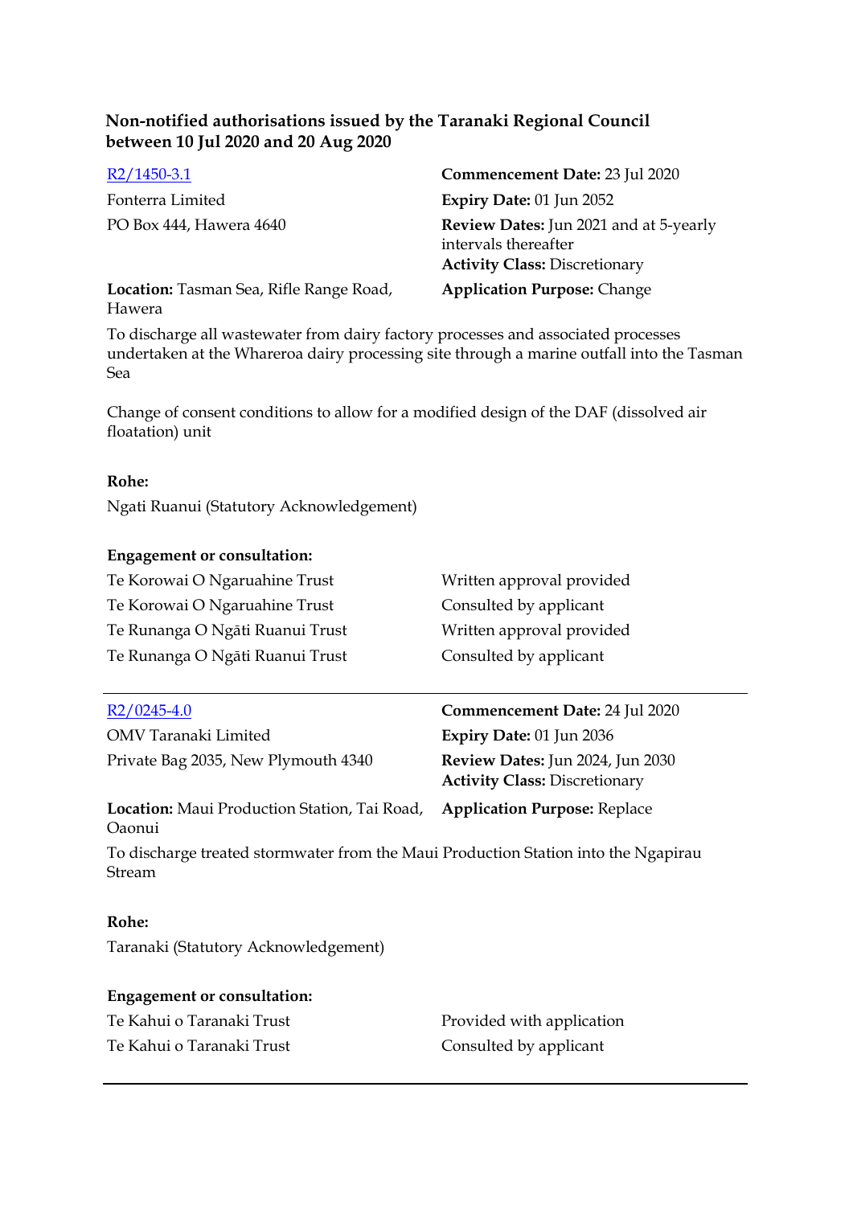**Non-notified authorisations issued by the Taranaki Regional Council between 10 Jul 2020 and 20 Aug 2020**

[R2/1450-3.1]
Fonterra Limited
PO Box 444, Hawera 4640

**Commencement Date:** 23 Jul 2020
**Expiry Date:** 01 Jun 2052
**Review Dates:** Jun 2021 and at 5-yearly intervals thereafter
**Activity Class:** Discretionary

**Location:** Tasman Sea, Rifle Range Road, Hawera
**Application Purpose:** Change

To discharge all wastewater from dairy factory processes and associated processes undertaken at the Whareroa dairy processing site through a marine outfall into the Tasman Sea

Change of consent conditions to allow for a modified design of the DAF (dissolved air floatation) unit

**Rohe:**

Ngati Ruanui (Statutory Acknowledgement)

**Engagement or consultation:**

| | |
|---|---|
| Te Korowai O Ngaruahine Trust | Written approval provided |
| Te Korowai O Ngaruahine Trust | Consulted by applicant |
| Te Runanga O Ngāti Ruanui Trust | Written approval provided |
| Te Runanga O Ngāti Ruanui Trust | Consulted by applicant |

---

[R2/0245-4.0]
OMV Taranaki Limited
Private Bag 2035, New Plymouth 4340

**Commencement Date:** 24 Jul 2020
**Expiry Date:** 01 Jun 2036
**Review Dates:** Jun 2024, Jun 2030
**Activity Class:** Discretionary

**Location:** Maui Production Station, Tai Road, Oaonui
**Application Purpose:** Replace

To discharge treated stormwater from the Maui Production Station into the Ngapirau Stream

**Rohe:**

Taranaki (Statutory Acknowledgement)

**Engagement or consultation:**

| | |
|---|---|
| Te Kahui o Taranaki Trust | Provided with application |
| Te Kahui o Taranaki Trust | Consulted by applicant |

---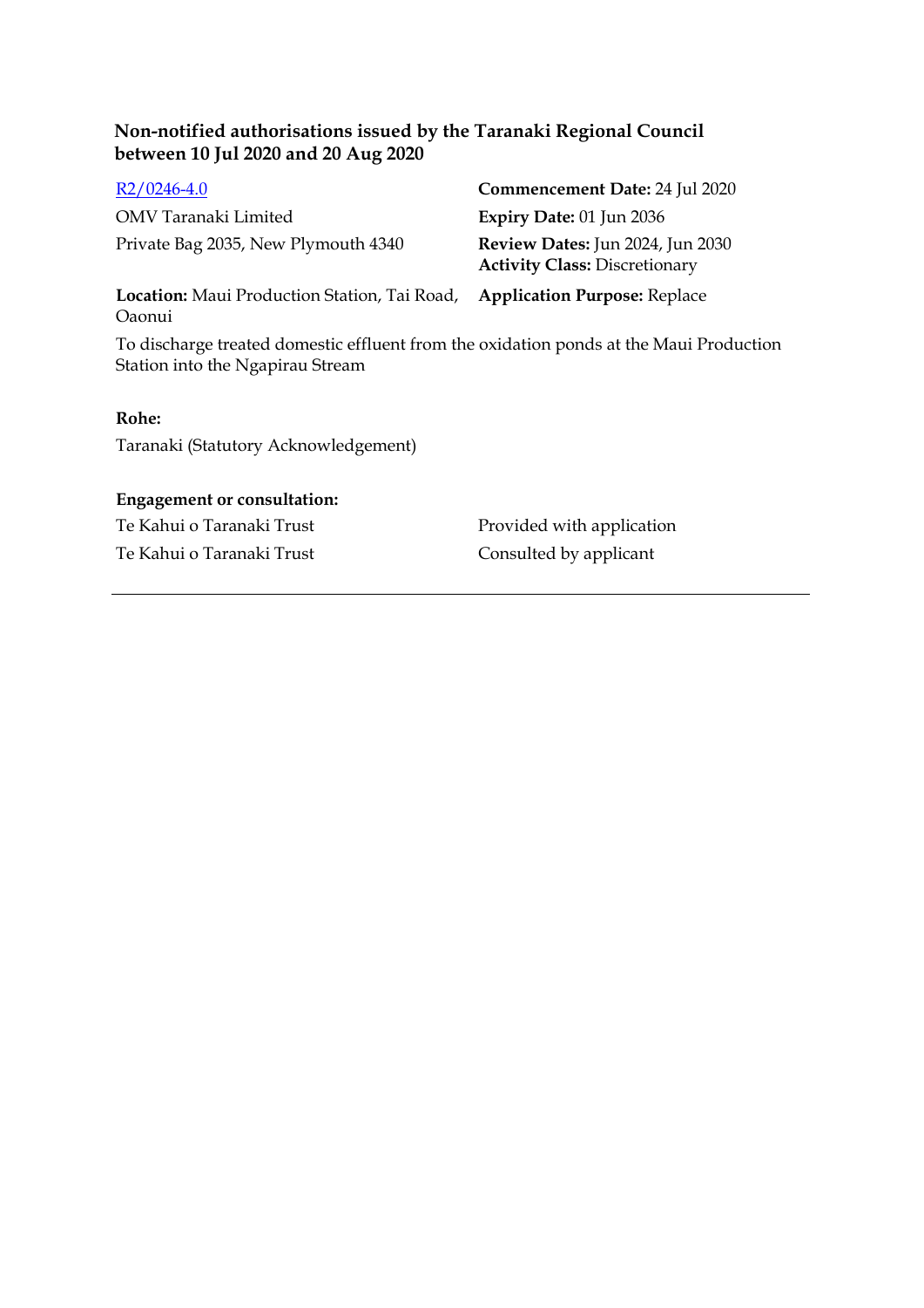**Non-notified authorisations issued by the Taranaki Regional Council between 10 Jul 2020 and 20 Aug 2020**

R2/0246-4.0

OMV Taranaki Limited

Private Bag 2035, New Plymouth 4340

**Commencement Date:** 24 Jul 2020

**Expiry Date:** 01 Jun 2036

**Review Dates:** Jun 2024, Jun 2030

**Activity Class:** Discretionary

**Location:** Maui Production Station, Tai Road, Oaonui

**Application Purpose:** Replace

To discharge treated domestic effluent from the oxidation ponds at the Maui Production Station into the Ngapirau Stream

**Rohe:**

Taranaki (Statutory Acknowledgement)

**Engagement or consultation:**

| | |
|---|---|
| Te Kahui o Taranaki Trust | Provided with application |
| Te Kahui o Taranaki Trust | Consulted by applicant |

---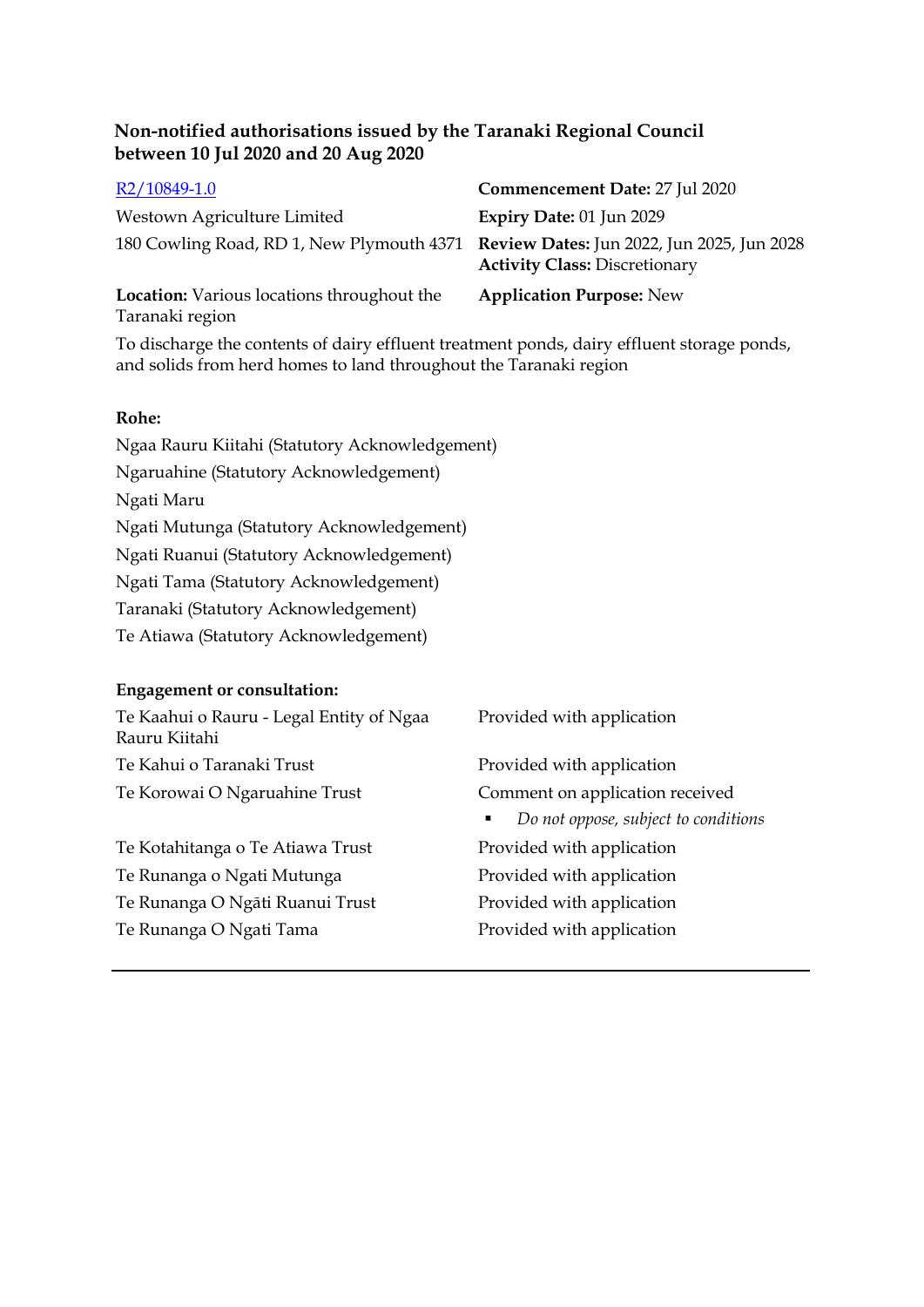### Non-notified authorisations issued by the Taranaki Regional Council between 10 Jul 2020 and 20 Aug 2020

[R2/10849-1.0]

Westown Agriculture Limited

180 Cowling Road, RD 1, New Plymouth 4371

**Commencement Date:** 27 Jul 2020

**Expiry Date:** 01 Jun 2029

**Review Dates:** Jun 2022, Jun 2025, Jun 2028

**Activity Class:** Discretionary

**Location:** Various locations throughout the Taranaki region

**Application Purpose:** New

To discharge the contents of dairy effluent treatment ponds, dairy effluent storage ponds, and solids from herd homes to land throughout the Taranaki region

**Rohe:**

Ngaa Rauru Kiitahi (Statutory Acknowledgement)
Ngaruahine (Statutory Acknowledgement)
Ngati Maru
Ngati Mutunga (Statutory Acknowledgement)
Ngati Ruanui (Statutory Acknowledgement)
Ngati Tama (Statutory Acknowledgement)
Taranaki (Statutory Acknowledgement)
Te Atiawa (Statutory Acknowledgement)

**Engagement or consultation:**

| | |
|---|---|
| Te Kaahui o Rauru - Legal Entity of Ngaa Rauru Kiitahi | Provided with application |
| Te Kahui o Taranaki Trust | Provided with application |
| Te Korowai O Ngaruahine Trust | Comment on application received<br>▪ *Do not oppose, subject to conditions* |
| Te Kotahitanga o Te Atiawa Trust | Provided with application |
| Te Runanga o Ngati Mutunga | Provided with application |
| Te Runanga O Ngāti Ruanui Trust | Provided with application |
| Te Runanga O Ngati Tama | Provided with application |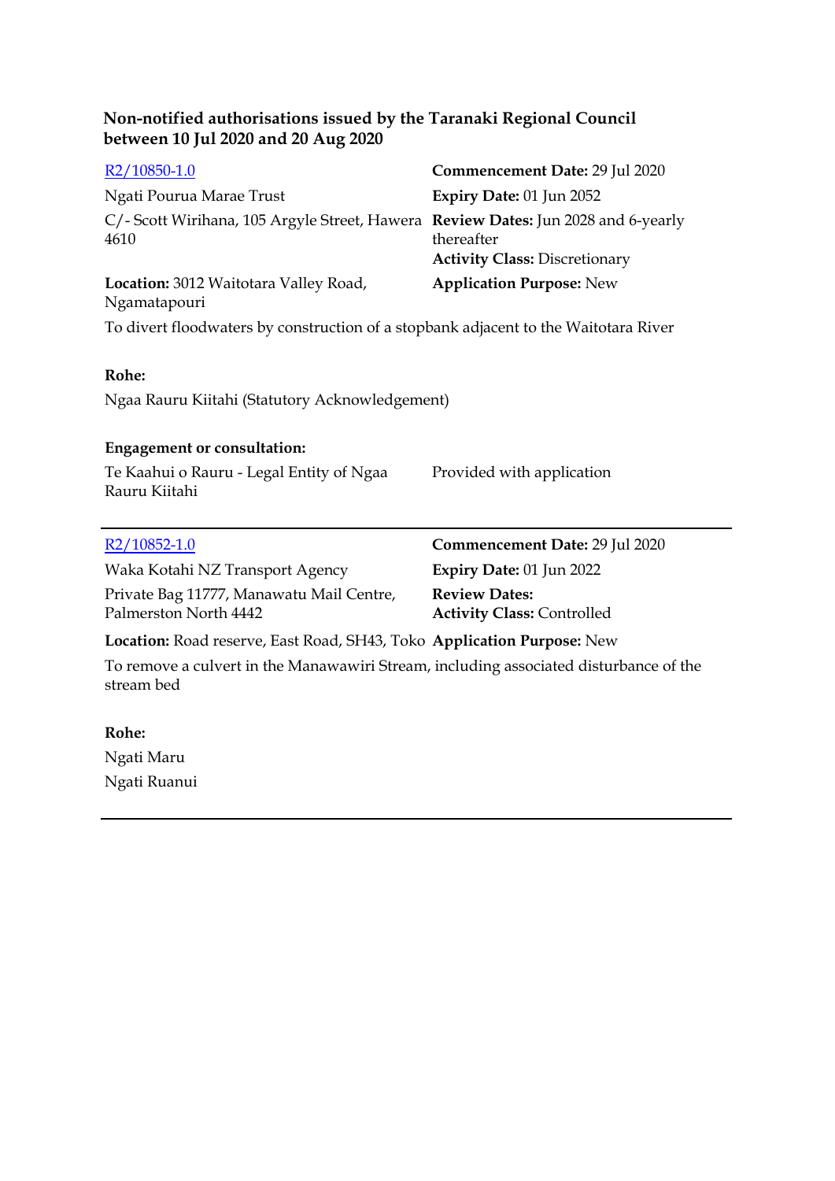### Non-notified authorisations issued by the Taranaki Regional Council between 10 Jul 2020 and 20 Aug 2020

R2/10850-1.0

Ngati Pourua Marae Trust

C/- Scott Wirihana, 105 Argyle Street, Hawera 4610

**Location:** 3012 Waitotara Valley Road, Ngamatapouri

**Commencement Date:** 29 Jul 2020

**Expiry Date:** 01 Jun 2052

**Review Dates:** Jun 2028 and 6-yearly thereafter

**Activity Class:** Discretionary

**Application Purpose:** New

To divert floodwaters by construction of a stopbank adjacent to the Waitotara River

**Rohe:**

Ngaa Rauru Kiitahi (Statutory Acknowledgement)

**Engagement or consultation:**

| | |
|---|---|
| Te Kaahui o Rauru - Legal Entity of Ngaa Rauru Kiitahi | Provided with application |

---

R2/10852-1.0

Waka Kotahi NZ Transport Agency

Private Bag 11777, Manawatu Mail Centre, Palmerston North 4442

**Location:** Road reserve, East Road, SH43, Toko

**Commencement Date:** 29 Jul 2020

**Expiry Date:** 01 Jun 2022

**Review Dates:**

**Activity Class:** Controlled

**Application Purpose:** New

To remove a culvert in the Manawawiri Stream, including associated disturbance of the stream bed

**Rohe:**

Ngati Maru

Ngati Ruanui

---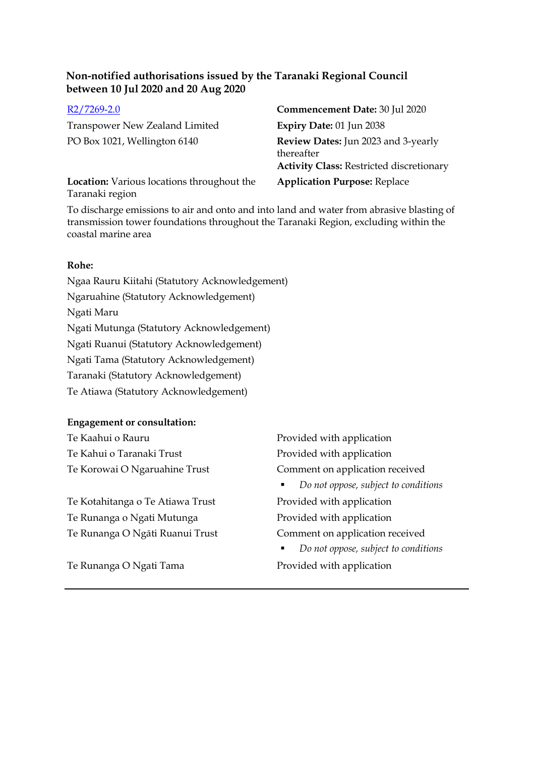**Non-notified authorisations issued by the Taranaki Regional Council between 10 Jul 2020 and 20 Aug 2020**

R2/7269-2.0

Transpower New Zealand Limited
PO Box 1021, Wellington 6140

**Commencement Date:** 30 Jul 2020
**Expiry Date:** 01 Jun 2038
**Review Dates:** Jun 2023 and 3-yearly thereafter
**Activity Class:** Restricted discretionary

**Location:** Various locations throughout the Taranaki region

**Application Purpose:** Replace

To discharge emissions to air and onto and into land and water from abrasive blasting of transmission tower foundations throughout the Taranaki Region, excluding within the coastal marine area

**Rohe:**

Ngaa Rauru Kiitahi (Statutory Acknowledgement)
Ngaruahine (Statutory Acknowledgement)
Ngati Maru
Ngati Mutunga (Statutory Acknowledgement)
Ngati Ruanui (Statutory Acknowledgement)
Ngati Tama (Statutory Acknowledgement)
Taranaki (Statutory Acknowledgement)
Te Atiawa (Statutory Acknowledgement)

**Engagement or consultation:**

| | |
|---|---|
| Te Kaahui o Rauru | Provided with application |
| Te Kahui o Taranaki Trust | Provided with application |
| Te Korowai O Ngaruahine Trust | Comment on application received<br>▪ *Do not oppose, subject to conditions* |
| Te Kotahitanga o Te Atiawa Trust | Provided with application |
| Te Runanga o Ngati Mutunga | Provided with application |
| Te Runanga O Ngāti Ruanui Trust | Comment on application received<br>▪ *Do not oppose, subject to conditions* |
| Te Runanga O Ngati Tama | Provided with application |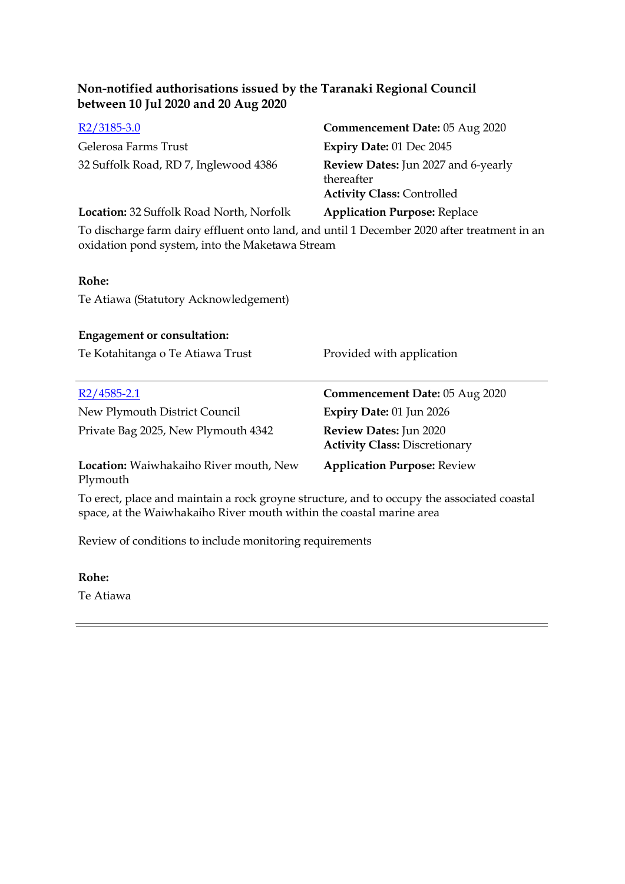**Non-notified authorisations issued by the Taranaki Regional Council between 10 Jul 2020 and 20 Aug 2020**

R2/3185-3.0

Gelerosa Farms Trust
32 Suffolk Road, RD 7, Inglewood 4386

**Commencement Date:** 05 Aug 2020
**Expiry Date:** 01 Dec 2045
**Review Dates:** Jun 2027 and 6-yearly thereafter
**Activity Class:** Controlled

**Location:** 32 Suffolk Road North, Norfolk

**Application Purpose:** Replace

To discharge farm dairy effluent onto land, and until 1 December 2020 after treatment in an oxidation pond system, into the Maketawa Stream

**Rohe:**

Te Atiawa (Statutory Acknowledgement)

**Engagement or consultation:**

Te Kotahitanga o Te Atiawa Trust — Provided with application

---

R2/4585-2.1

New Plymouth District Council
Private Bag 2025, New Plymouth 4342

**Commencement Date:** 05 Aug 2020
**Expiry Date:** 01 Jun 2026
**Review Dates:** Jun 2020
**Activity Class:** Discretionary

**Location:** Waiwhakaiho River mouth, New Plymouth

**Application Purpose:** Review

To erect, place and maintain a rock groyne structure, and to occupy the associated coastal space, at the Waiwhakaiho River mouth within the coastal marine area

Review of conditions to include monitoring requirements

**Rohe:**

Te Atiawa

---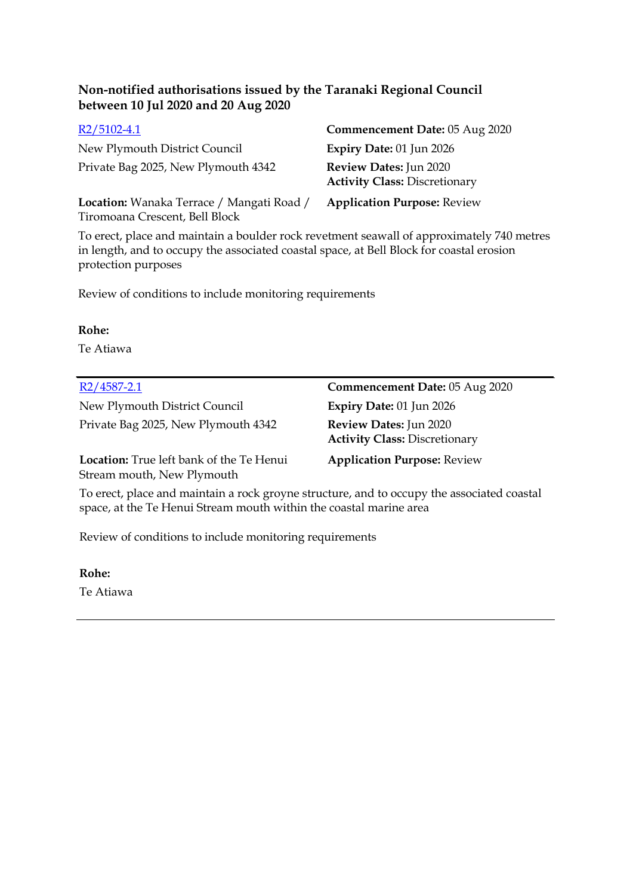**Non-notified authorisations issued by the Taranaki Regional Council between 10 Jul 2020 and 20 Aug 2020**

R2/5102-4.1

New Plymouth District Council
Private Bag 2025, New Plymouth 4342

**Commencement Date:** 05 Aug 2020
**Expiry Date:** 01 Jun 2026
**Review Dates:** Jun 2020
**Activity Class:** Discretionary

**Location:** Wanaka Terrace / Mangati Road / Tiromoana Crescent, Bell Block

**Application Purpose:** Review

To erect, place and maintain a boulder rock revetment seawall of approximately 740 metres in length, and to occupy the associated coastal space, at Bell Block for coastal erosion protection purposes

Review of conditions to include monitoring requirements

**Rohe:**
Te Atiawa

---

R2/4587-2.1

New Plymouth District Council
Private Bag 2025, New Plymouth 4342

**Commencement Date:** 05 Aug 2020
**Expiry Date:** 01 Jun 2026
**Review Dates:** Jun 2020
**Activity Class:** Discretionary

**Location:** True left bank of the Te Henui Stream mouth, New Plymouth

**Application Purpose:** Review

To erect, place and maintain a rock groyne structure, and to occupy the associated coastal space, at the Te Henui Stream mouth within the coastal marine area

Review of conditions to include monitoring requirements

**Rohe:**
Te Atiawa

---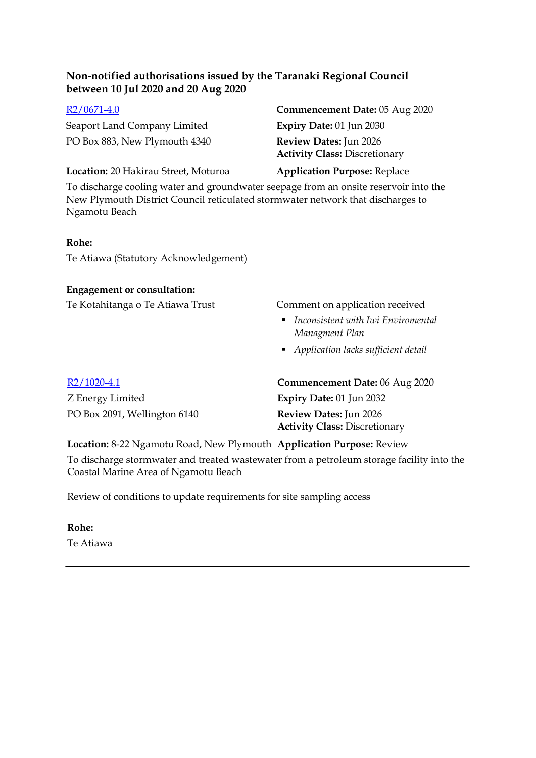**Non-notified authorisations issued by the Taranaki Regional Council between 10 Jul 2020 and 20 Aug 2020**

[R2/0671-4.0](R2/0671-4.0)

Seaport Land Company Limited
PO Box 883, New Plymouth 4340

**Commencement Date:** 05 Aug 2020
**Expiry Date:** 01 Jun 2030
**Review Dates:** Jun 2026
**Activity Class:** Discretionary

**Location:** 20 Hakirau Street, Moturoa
**Application Purpose:** Replace

To discharge cooling water and groundwater seepage from an onsite reservoir into the New Plymouth District Council reticulated stormwater network that discharges to Ngamotu Beach

**Rohe:**

Te Atiawa (Statutory Acknowledgement)

**Engagement or consultation:**

Te Kotahitanga o Te Atiawa Trust

Comment on application received

- *Inconsistent with Iwi Enviromental Managment Plan*
- *Application lacks sufficient detail*

---

[R2/1020-4.1](R2/1020-4.1)

Z Energy Limited
PO Box 2091, Wellington 6140

**Commencement Date:** 06 Aug 2020
**Expiry Date:** 01 Jun 2032
**Review Dates:** Jun 2026
**Activity Class:** Discretionary

**Location:** 8-22 Ngamotu Road, New Plymouth
**Application Purpose:** Review

To discharge stormwater and treated wastewater from a petroleum storage facility into the Coastal Marine Area of Ngamotu Beach

Review of conditions to update requirements for site sampling access

**Rohe:**

Te Atiawa

---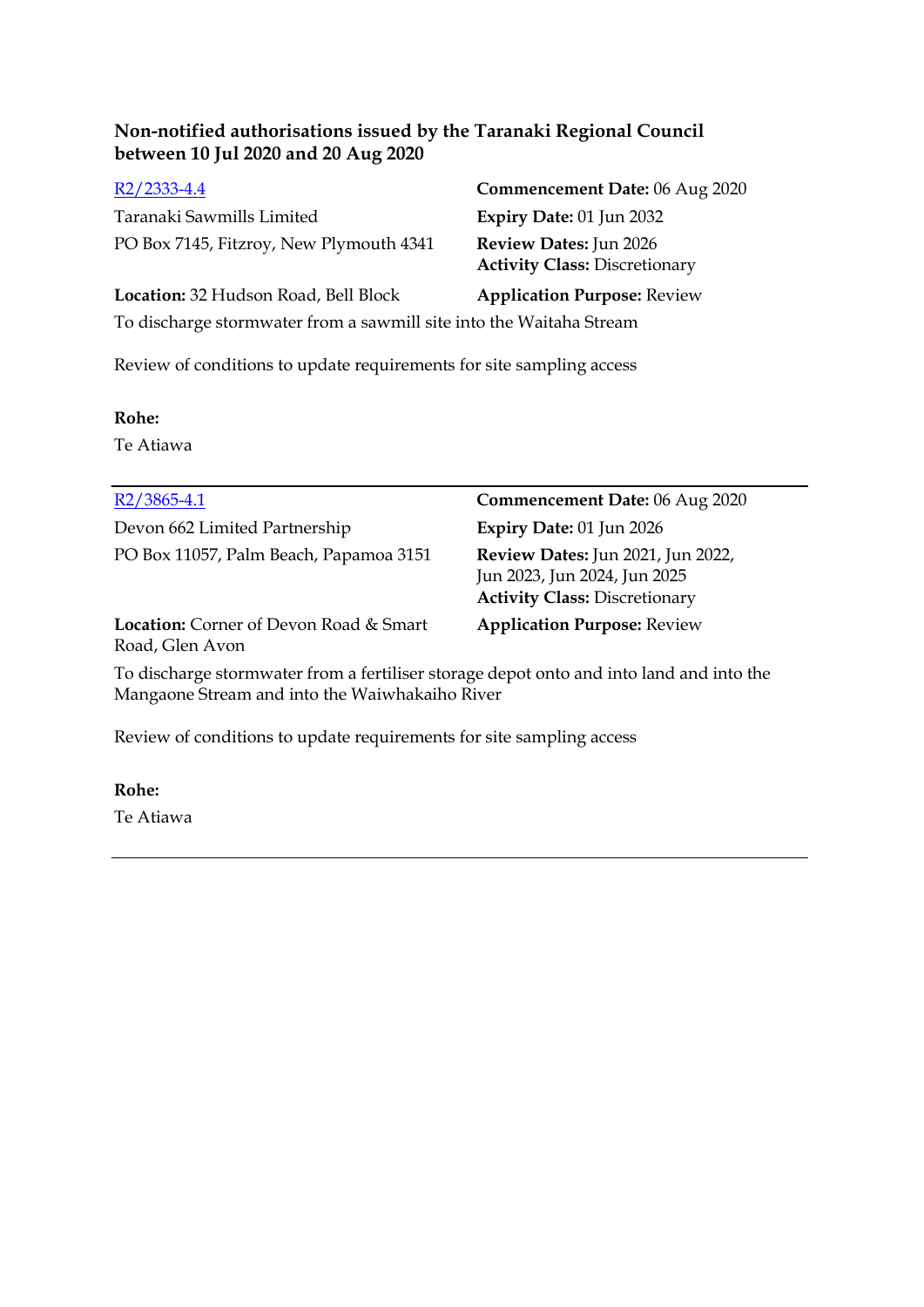**Non-notified authorisations issued by the Taranaki Regional Council between 10 Jul 2020 and 20 Aug 2020**

[R2/2333-4.4](R2/2333-4.4)

Taranaki Sawmills Limited
PO Box 7145, Fitzroy, New Plymouth 4341

**Commencement Date:** 06 Aug 2020
**Expiry Date:** 01 Jun 2032
**Review Dates:** Jun 2026
**Activity Class:** Discretionary

**Location:** 32 Hudson Road, Bell Block
**Application Purpose:** Review

To discharge stormwater from a sawmill site into the Waitaha Stream

Review of conditions to update requirements for site sampling access

**Rohe:**
Te Atiawa

---

[R2/3865-4.1](R2/3865-4.1)

Devon 662 Limited Partnership
PO Box 11057, Palm Beach, Papamoa 3151

**Commencement Date:** 06 Aug 2020
**Expiry Date:** 01 Jun 2026
**Review Dates:** Jun 2021, Jun 2022, Jun 2023, Jun 2024, Jun 2025
**Activity Class:** Discretionary

**Location:** Corner of Devon Road & Smart Road, Glen Avon
**Application Purpose:** Review

To discharge stormwater from a fertiliser storage depot onto and into land and into the Mangaone Stream and into the Waiwhakaiho River

Review of conditions to update requirements for site sampling access

**Rohe:**
Te Atiawa

---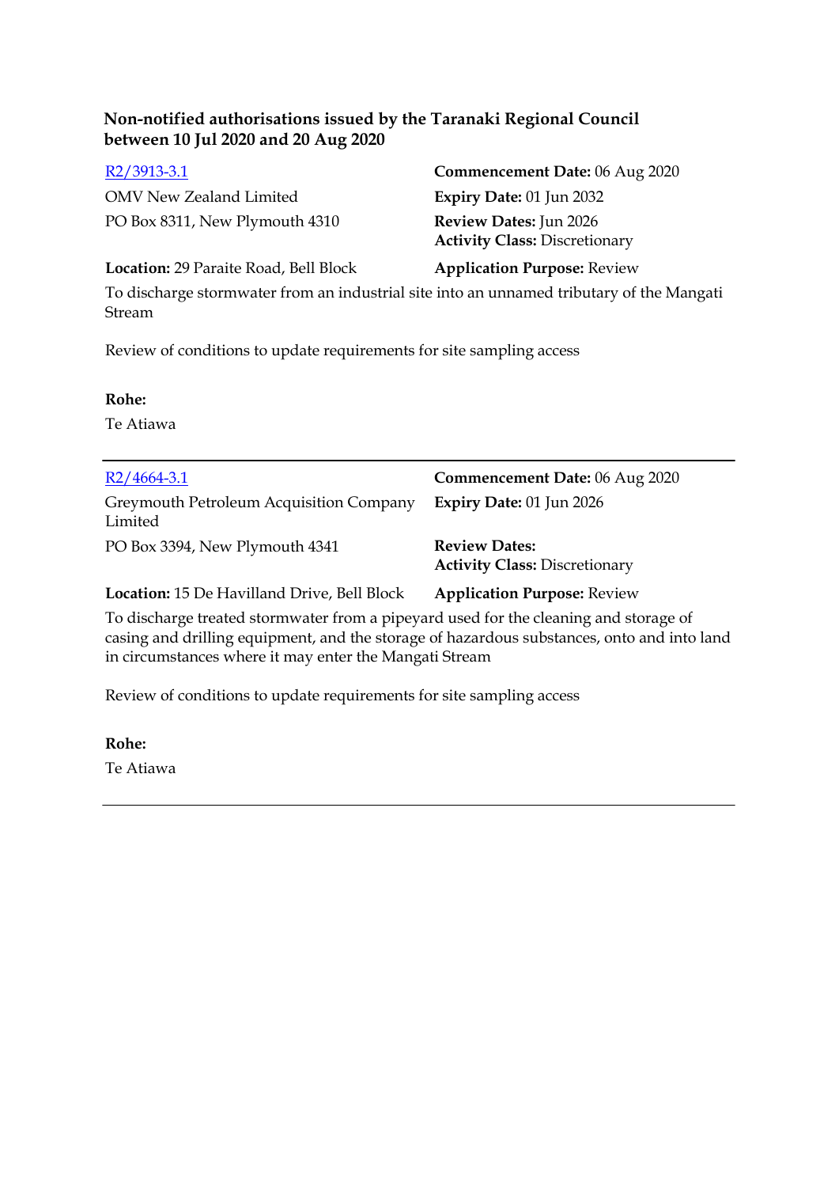**Non-notified authorisations issued by the Taranaki Regional Council between 10 Jul 2020 and 20 Aug 2020**

[R2/3913-3.1]

OMV New Zealand Limited

PO Box 8311, New Plymouth 4310

**Commencement Date:** 06 Aug 2020

**Expiry Date:** 01 Jun 2032

**Review Dates:** Jun 2026

**Activity Class:** Discretionary

**Location:** 29 Paraite Road, Bell Block

**Application Purpose:** Review

To discharge stormwater from an industrial site into an unnamed tributary of the Mangati Stream

Review of conditions to update requirements for site sampling access

**Rohe:**

Te Atiawa

---

[R2/4664-3.1]

Greymouth Petroleum Acquisition Company Limited

PO Box 3394, New Plymouth 4341

**Commencement Date:** 06 Aug 2020

**Expiry Date:** 01 Jun 2026

**Review Dates:**

**Activity Class:** Discretionary

**Location:** 15 De Havilland Drive, Bell Block

**Application Purpose:** Review

To discharge treated stormwater from a pipeyard used for the cleaning and storage of casing and drilling equipment, and the storage of hazardous substances, onto and into land in circumstances where it may enter the Mangati Stream

Review of conditions to update requirements for site sampling access

**Rohe:**

Te Atiawa

---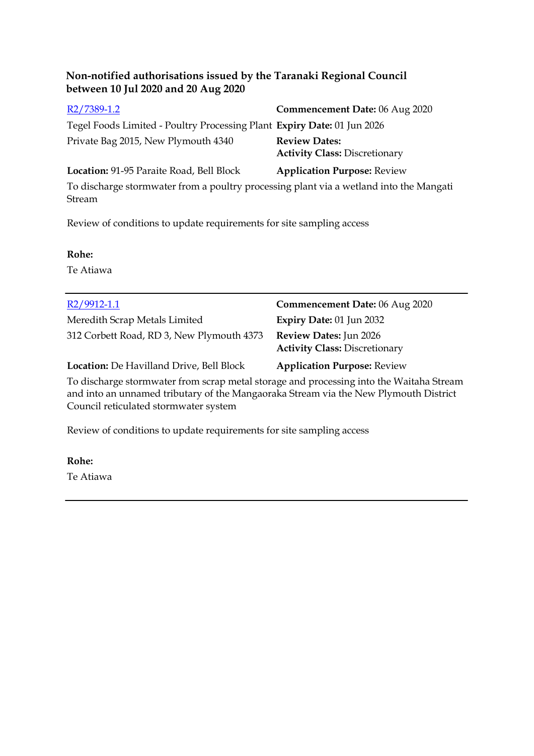**Non-notified authorisations issued by the Taranaki Regional Council between 10 Jul 2020 and 20 Aug 2020**

[R2/7389-1.2](R2/7389-1.2)

Tegel Foods Limited - Poultry Processing Plant
Private Bag 2015, New Plymouth 4340

**Commencement Date:** 06 Aug 2020
**Expiry Date:** 01 Jun 2026
**Review Dates:**
**Activity Class:** Discretionary

**Location:** 91-95 Paraite Road, Bell Block
**Application Purpose:** Review

To discharge stormwater from a poultry processing plant via a wetland into the Mangati Stream

Review of conditions to update requirements for site sampling access

**Rohe:**
Te Atiawa

---

[R2/9912-1.1](R2/9912-1.1)

Meredith Scrap Metals Limited
312 Corbett Road, RD 3, New Plymouth 4373

**Commencement Date:** 06 Aug 2020
**Expiry Date:** 01 Jun 2032
**Review Dates:** Jun 2026
**Activity Class:** Discretionary

**Location:** De Havilland Drive, Bell Block
**Application Purpose:** Review

To discharge stormwater from scrap metal storage and processing into the Waitaha Stream and into an unnamed tributary of the Mangaoraka Stream via the New Plymouth District Council reticulated stormwater system

Review of conditions to update requirements for site sampling access

**Rohe:**
Te Atiawa

---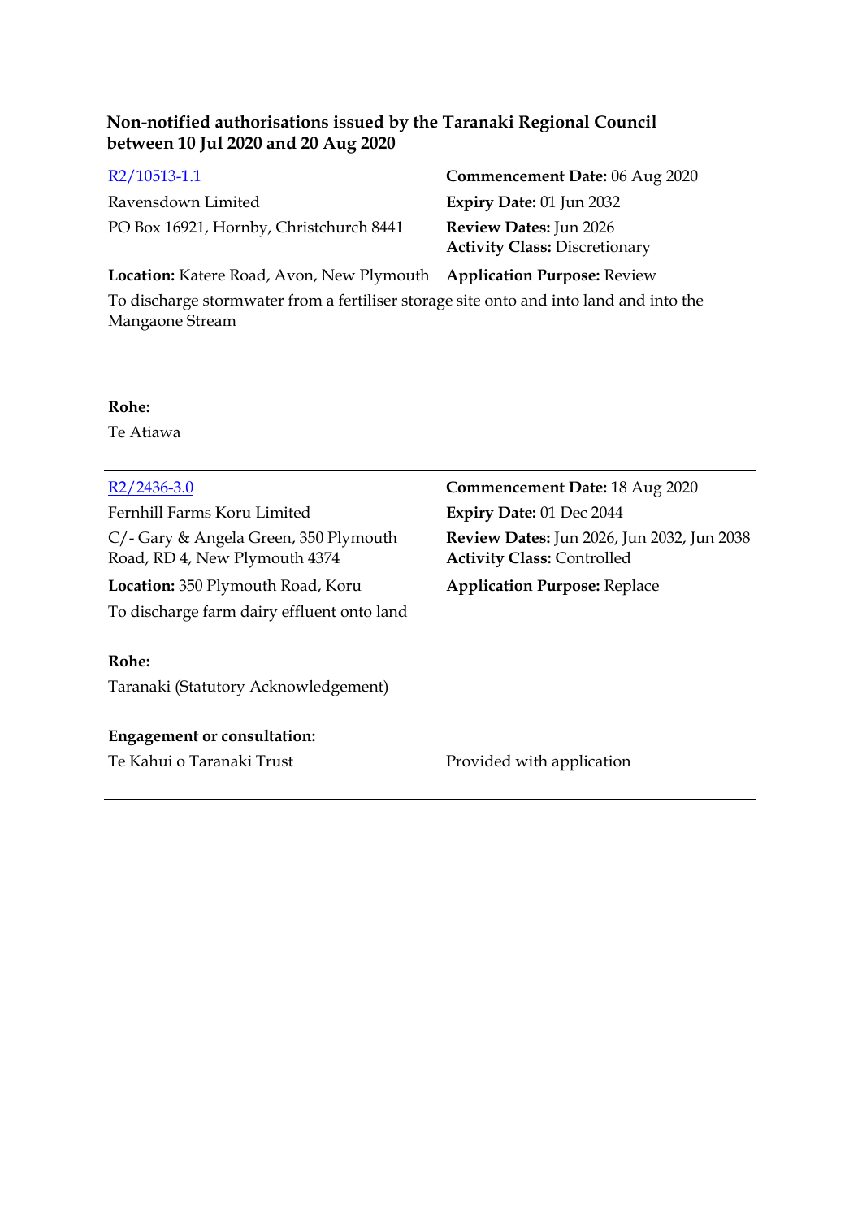**Non-notified authorisations issued by the Taranaki Regional Council between 10 Jul 2020 and 20 Aug 2020**

R2/10513-1.1

Ravensdown Limited

PO Box 16921, Hornby, Christchurch 8441

**Commencement Date:** 06 Aug 2020

**Expiry Date:** 01 Jun 2032

**Review Dates:** Jun 2026

**Activity Class:** Discretionary

**Location:** Katere Road, Avon, New Plymouth

**Application Purpose:** Review

To discharge stormwater from a fertiliser storage site onto and into land and into the Mangaone Stream

**Rohe:**

Te Atiawa

---

R2/2436-3.0

Fernhill Farms Koru Limited

C/- Gary & Angela Green, 350 Plymouth Road, RD 4, New Plymouth 4374

**Commencement Date:** 18 Aug 2020

**Expiry Date:** 01 Dec 2044

**Review Dates:** Jun 2026, Jun 2032, Jun 2038

**Activity Class:** Controlled

**Location:** 350 Plymouth Road, Koru

**Application Purpose:** Replace

To discharge farm dairy effluent onto land

**Rohe:**

Taranaki (Statutory Acknowledgement)

**Engagement or consultation:**

Te Kahui o Taranaki Trust — Provided with application